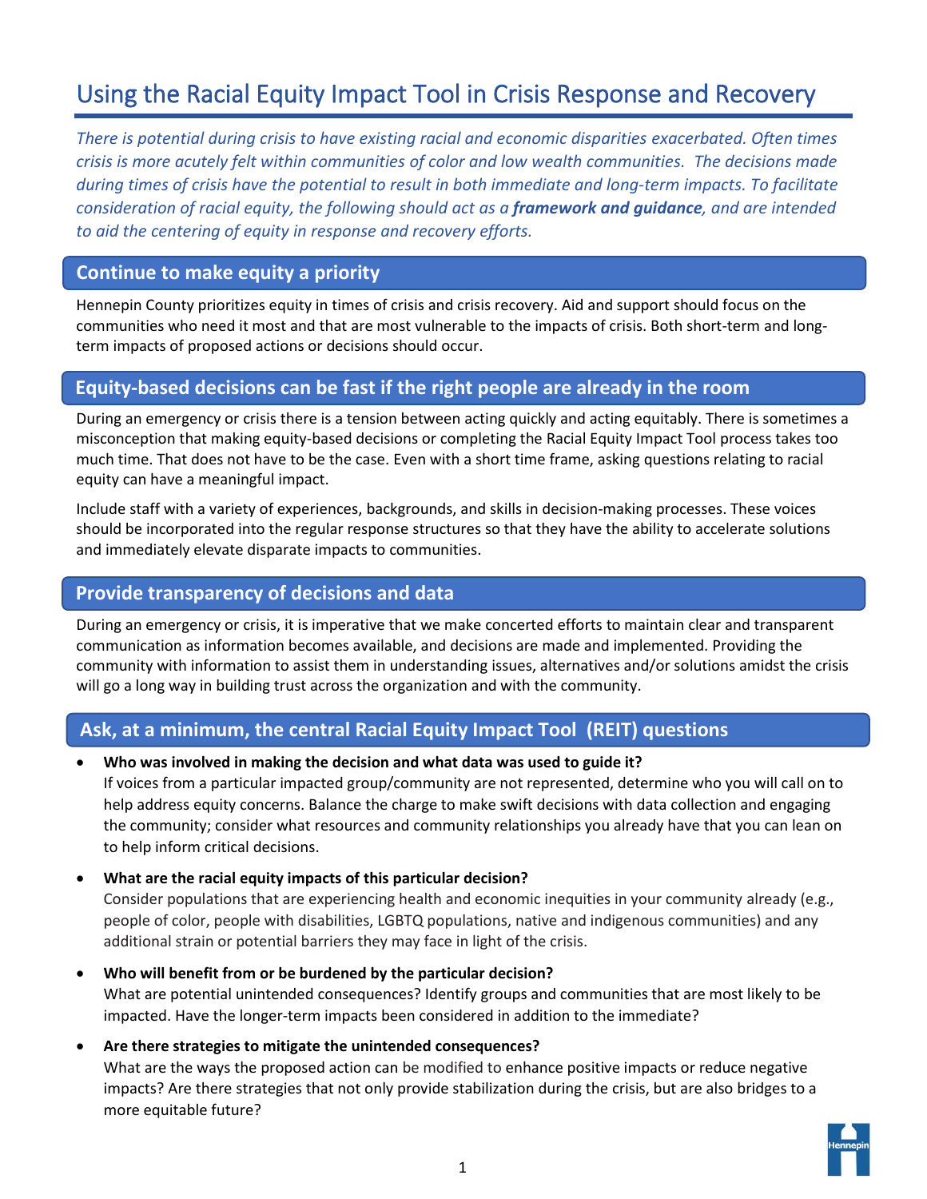# Using the Racial Equity Impact Tool in Crisis Response and Recovery

*There is potential during crisis to have existing racial and economic disparities exacerbated. Often times crisis is more acutely felt within communities of color and low wealth communities. The decisions made during times of crisis have the potential to result in both immediate and long-term impacts. To facilitate consideration of racial equity, the following should act as a* ***framework and guidance****, and are intended to aid the centering of equity in response and recovery efforts.*

## Continue to make equity a priority

Hennepin County prioritizes equity in times of crisis and crisis recovery. Aid and support should focus on the communities who need it most and that are most vulnerable to the impacts of crisis. Both short-term and long-term impacts of proposed actions or decisions should occur.

## Equity-based decisions can be fast if the right people are already in the room

During an emergency or crisis there is a tension between acting quickly and acting equitably. There is sometimes a misconception that making equity-based decisions or completing the Racial Equity Impact Tool process takes too much time. That does not have to be the case. Even with a short time frame, asking questions relating to racial equity can have a meaningful impact.

Include staff with a variety of experiences, backgrounds, and skills in decision-making processes. These voices should be incorporated into the regular response structures so that they have the ability to accelerate solutions and immediately elevate disparate impacts to communities.

## Provide transparency of decisions and data

During an emergency or crisis, it is imperative that we make concerted efforts to maintain clear and transparent communication as information becomes available, and decisions are made and implemented. Providing the community with information to assist them in understanding issues, alternatives and/or solutions amidst the crisis will go a long way in building trust across the organization and with the community.

## Ask, at a minimum, the central Racial Equity Impact Tool (REIT) questions

- **Who was involved in making the decision and what data was used to guide it?**
  If voices from a particular impacted group/community are not represented, determine who you will call on to help address equity concerns. Balance the charge to make swift decisions with data collection and engaging the community; consider what resources and community relationships you already have that you can lean on to help inform critical decisions.
- **What are the racial equity impacts of this particular decision?**
  Consider populations that are experiencing health and economic inequities in your community already (e.g., people of color, people with disabilities, LGBTQ populations, native and indigenous communities) and any additional strain or potential barriers they may face in light of the crisis.
- **Who will benefit from or be burdened by the particular decision?**
  What are potential unintended consequences? Identify groups and communities that are most likely to be impacted. Have the longer-term impacts been considered in addition to the immediate?
- **Are there strategies to mitigate the unintended consequences?**
  What are the ways the proposed action can be modified to enhance positive impacts or reduce negative impacts? Are there strategies that not only provide stabilization during the crisis, but are also bridges to a more equitable future?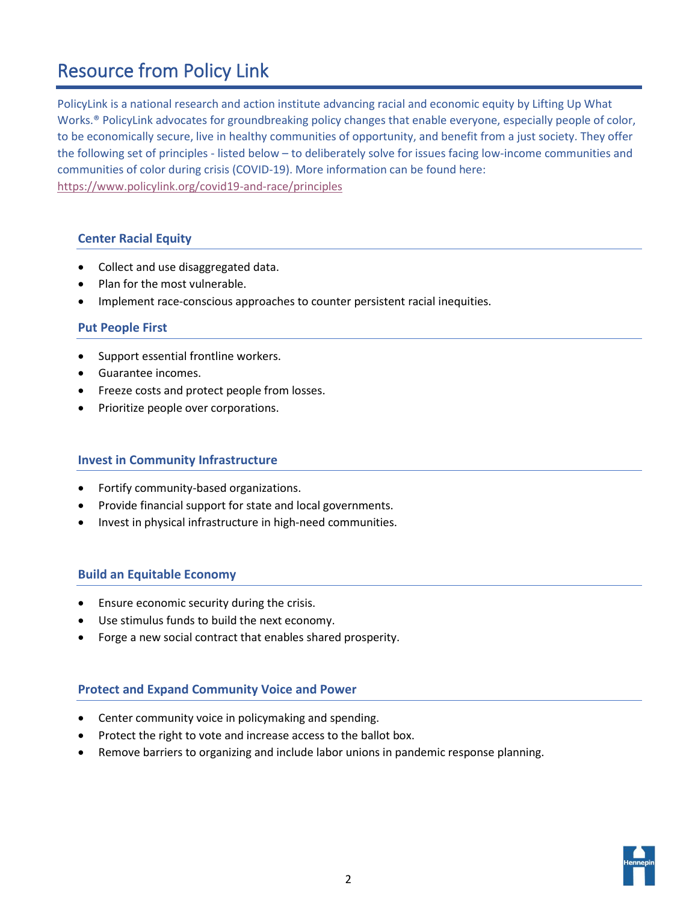# Resource from Policy Link

PolicyLink is a national research and action institute advancing racial and economic equity by Lifting Up What Works.® PolicyLink advocates for groundbreaking policy changes that enable everyone, especially people of color, to be economically secure, live in healthy communities of opportunity, and benefit from a just society. They offer the following set of principles - listed below – to deliberately solve for issues facing low-income communities and communities of color during crisis (COVID-19). More information can be found here: https://www.policylink.org/covid19-and-race/principles

### Center Racial Equity

- Collect and use disaggregated data.
- Plan for the most vulnerable.
- Implement race-conscious approaches to counter persistent racial inequities.

### Put People First

- Support essential frontline workers.
- Guarantee incomes.
- Freeze costs and protect people from losses.
- Prioritize people over corporations.

### Invest in Community Infrastructure

- Fortify community-based organizations.
- Provide financial support for state and local governments.
- Invest in physical infrastructure in high-need communities.

### Build an Equitable Economy

- Ensure economic security during the crisis.
- Use stimulus funds to build the next economy.
- Forge a new social contract that enables shared prosperity.

### Protect and Expand Community Voice and Power

- Center community voice in policymaking and spending.
- Protect the right to vote and increase access to the ballot box.
- Remove barriers to organizing and include labor unions in pandemic response planning.